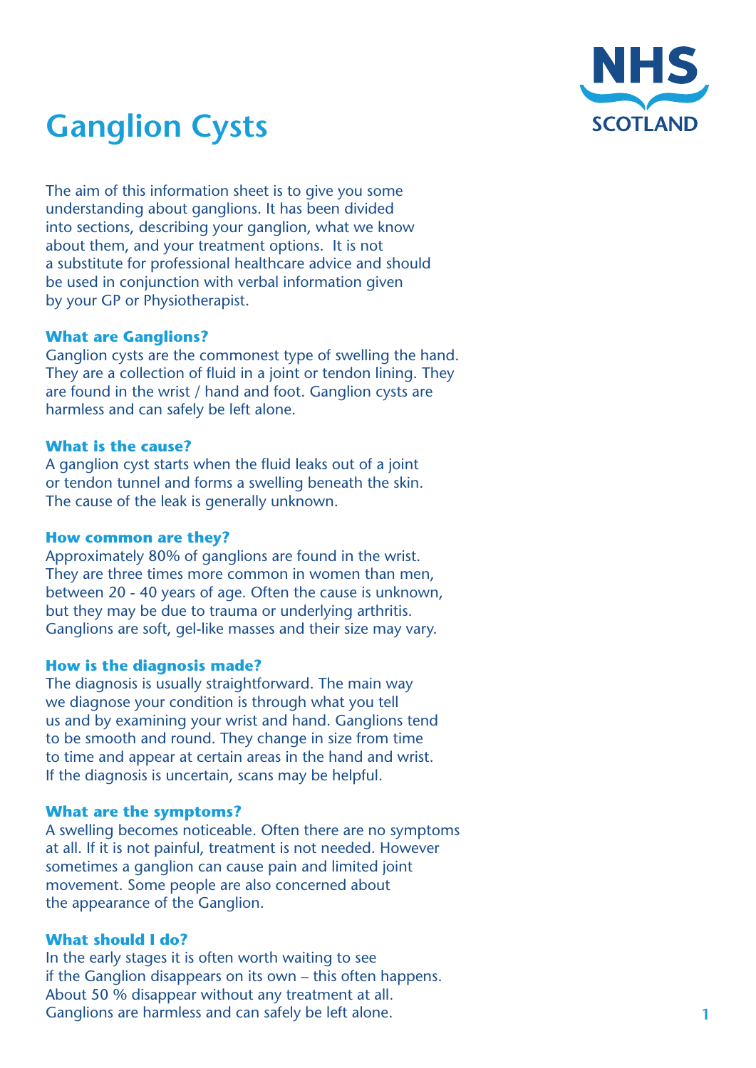# Ganglion Cysts

NHS SCOTLAND

The aim of this information sheet is to give you some understanding about ganglions. It has been divided into sections, describing your ganglion, what we know about them, and your treatment options. It is not a substitute for professional healthcare advice and should be used in conjunction with verbal information given by your GP or Physiotherapist.

### What are Ganglions?

Ganglion cysts are the commonest type of swelling the hand. They are a collection of fluid in a joint or tendon lining. They are found in the wrist / hand and foot. Ganglion cysts are harmless and can safely be left alone.

### What is the cause?

A ganglion cyst starts when the fluid leaks out of a joint or tendon tunnel and forms a swelling beneath the skin. The cause of the leak is generally unknown.

### How common are they?

Approximately 80% of ganglions are found in the wrist. They are three times more common in women than men, between 20 - 40 years of age. Often the cause is unknown, but they may be due to trauma or underlying arthritis. Ganglions are soft, gel-like masses and their size may vary.

### How is the diagnosis made?

The diagnosis is usually straightforward. The main way we diagnose your condition is through what you tell us and by examining your wrist and hand. Ganglions tend to be smooth and round. They change in size from time to time and appear at certain areas in the hand and wrist. If the diagnosis is uncertain, scans may be helpful.

### What are the symptoms?

A swelling becomes noticeable. Often there are no symptoms at all. If it is not painful, treatment is not needed. However sometimes a ganglion can cause pain and limited joint movement. Some people are also concerned about the appearance of the Ganglion.

### What should I do?

In the early stages it is often worth waiting to see if the Ganglion disappears on its own – this often happens. About 50 % disappear without any treatment at all. Ganglions are harmless and can safely be left alone.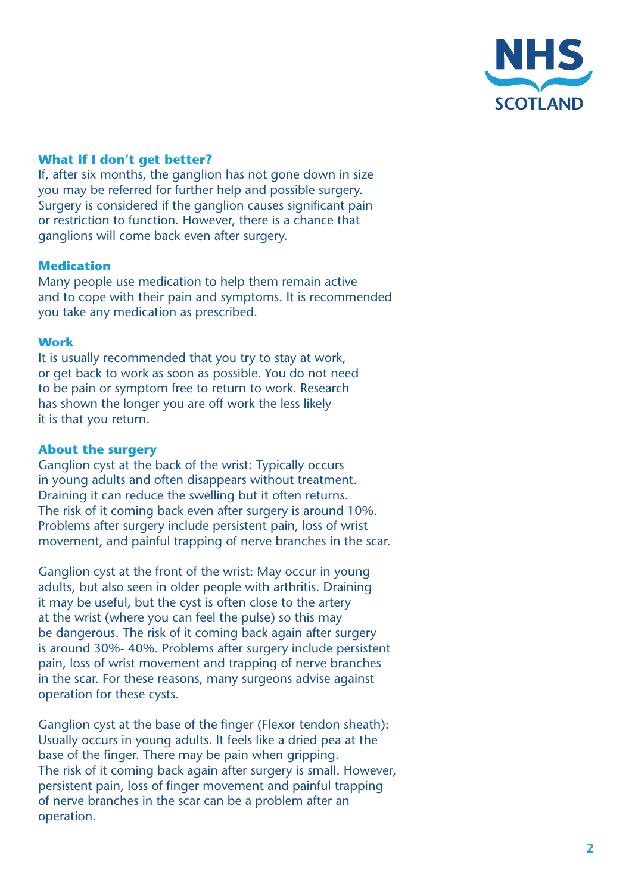## What if I don't get better?

If, after six months, the ganglion has not gone down in size you may be referred for further help and possible surgery. Surgery is considered if the ganglion causes significant pain or restriction to function. However, there is a chance that ganglions will come back even after surgery.

## Medication

Many people use medication to help them remain active and to cope with their pain and symptoms. It is recommended you take any medication as prescribed.

## Work

It is usually recommended that you try to stay at work, or get back to work as soon as possible. You do not need to be pain or symptom free to return to work. Research has shown the longer you are off work the less likely it is that you return.

## About the surgery

Ganglion cyst at the back of the wrist: Typically occurs in young adults and often disappears without treatment. Draining it can reduce the swelling but it often returns. The risk of it coming back even after surgery is around 10%. Problems after surgery include persistent pain, loss of wrist movement, and painful trapping of nerve branches in the scar.

Ganglion cyst at the front of the wrist: May occur in young adults, but also seen in older people with arthritis. Draining it may be useful, but the cyst is often close to the artery at the wrist (where you can feel the pulse) so this may be dangerous. The risk of it coming back again after surgery is around 30%- 40%. Problems after surgery include persistent pain, loss of wrist movement and trapping of nerve branches in the scar. For these reasons, many surgeons advise against operation for these cysts.

Ganglion cyst at the base of the finger (Flexor tendon sheath): Usually occurs in young adults. It feels like a dried pea at the base of the finger. There may be pain when gripping. The risk of it coming back again after surgery is small. However, persistent pain, loss of finger movement and painful trapping of nerve branches in the scar can be a problem after an operation.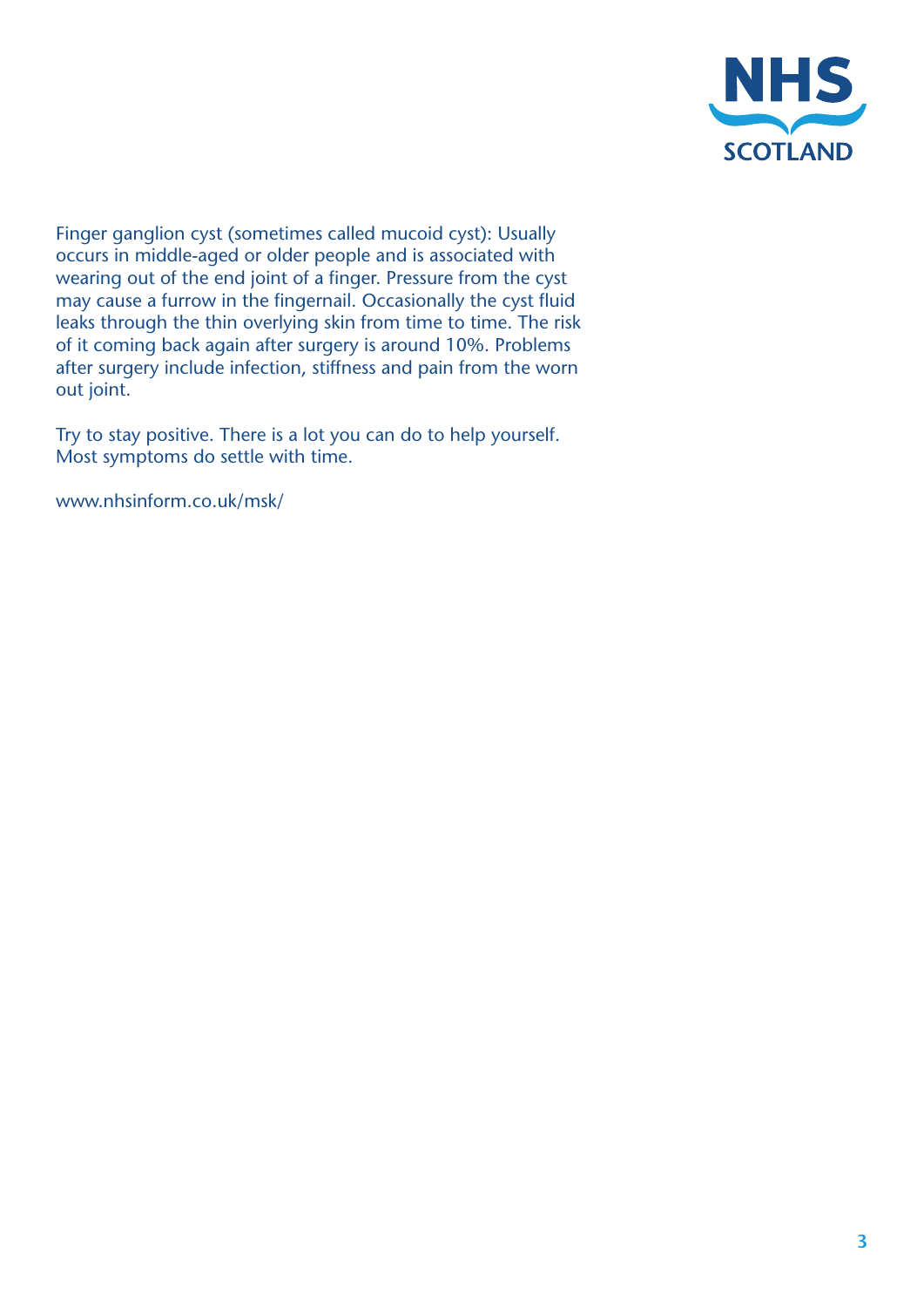Finger ganglion cyst (sometimes called mucoid cyst): Usually occurs in middle-aged or older people and is associated with wearing out of the end joint of a finger. Pressure from the cyst may cause a furrow in the fingernail. Occasionally the cyst fluid leaks through the thin overlying skin from time to time. The risk of it coming back again after surgery is around 10%. Problems after surgery include infection, stiffness and pain from the worn out joint.

Try to stay positive. There is a lot you can do to help yourself. Most symptoms do settle with time.

www.nhsinform.co.uk/msk/